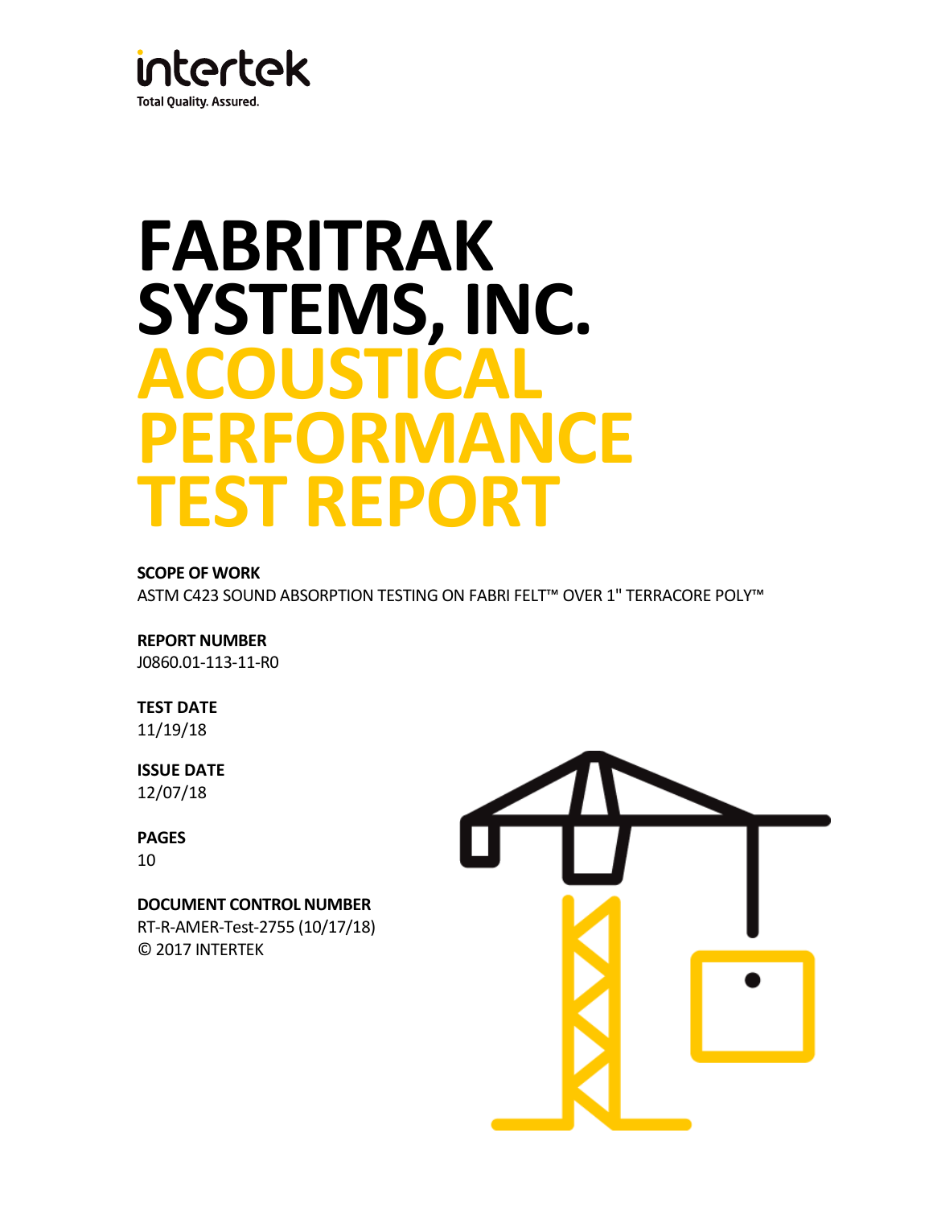intertek

Total Quality. Assured.

# FABRITRAK SYSTEMS, INC. ACOUSTICAL PERFORMANCE TEST REPORT

**SCOPE OF WORK**

ASTM C423 SOUND ABSORPTION TESTING ON FABRI FELT™ OVER 1" TERRACORE POLY™

**REPORT NUMBER**

J0860.01-113-11-R0

**TEST DATE**

11/19/18

**ISSUE DATE**

12/07/18

**PAGES**

10

**DOCUMENT CONTROL NUMBER**

RT-R-AMER-Test-2755 (10/17/18)

© 2017 INTERTEK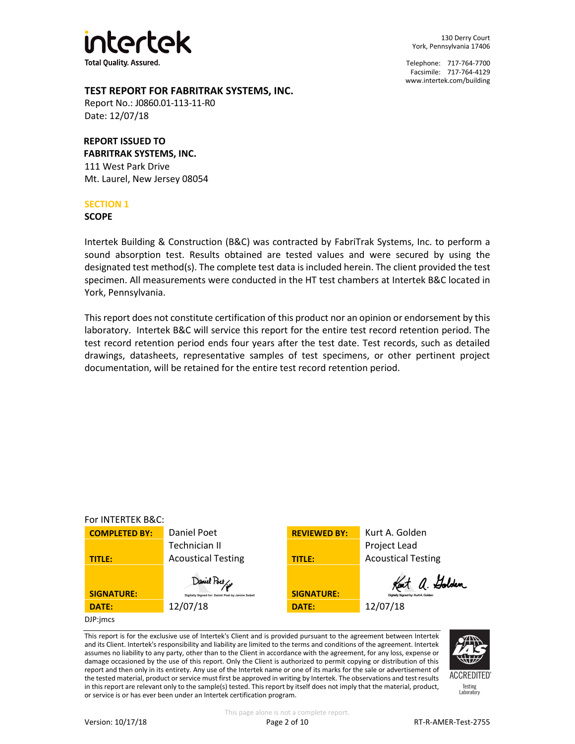130 Derry Court
York, Pennsylvania 17406

Telephone: 717-764-7700
Facsimile: 717-764-4129
www.intertek.com/building

## TEST REPORT FOR FABRITRAK SYSTEMS, INC.

Report No.: J0860.01-113-11-R0
Date: 12/07/18

**REPORT ISSUED TO**
**FABRITRAK SYSTEMS, INC.**
111 West Park Drive
Mt. Laurel, New Jersey 08054

## SECTION 1

### SCOPE

Intertek Building & Construction (B&C) was contracted by FabriTrak Systems, Inc. to perform a sound absorption test. Results obtained are tested values and were secured by using the designated test method(s). The complete test data is included herein. The client provided the test specimen. All measurements were conducted in the HT test chambers at Intertek B&C located in York, Pennsylvania.

This report does not constitute certification of this product nor an opinion or endorsement by this laboratory. Intertek B&C will service this report for the entire test record retention period. The test record retention period ends four years after the test date. Test records, such as detailed drawings, datasheets, representative samples of test specimens, or other pertinent project documentation, will be retained for the entire test record retention period.

For INTERTEK B&C:

| **COMPLETED BY:** | Daniel Poet | **REVIEWED BY:** | Kurt A. Golden |
|---|---|---|---|
| **TITLE:** | Technician II<br>Acoustical Testing | **TITLE:** | Project Lead<br>Acoustical Testing |
| **SIGNATURE:** | Daniel Poet (Digitally Signed for: Daniel Poet by Janine Sobell) | **SIGNATURE:** | Kurt A. Golden (Digitally Signed by: Kurt A. Golden) |
| **DATE:** | 12/07/18 | **DATE:** | 12/07/18 |

DJP:jmcs

This report is for the exclusive use of Intertek's Client and is provided pursuant to the agreement between Intertek and its Client. Intertek's responsibility and liability are limited to the terms and conditions of the agreement. Intertek assumes no liability to any party, other than to the Client in accordance with the agreement, for any loss, expense or damage occasioned by the use of this report. Only the Client is authorized to permit copying or distribution of this report and then only in its entirety. Any use of the Intertek name or one of its marks for the sale or advertisement of the tested material, product or service must first be approved in writing by Intertek. The observations and test results in this report are relevant only to the sample(s) tested. This report by itself does not imply that the material, product, or service is or has ever been under an Intertek certification program.

This page alone is not a complete report.

Version: 10/17/18 RT-R-AMER-Test-2755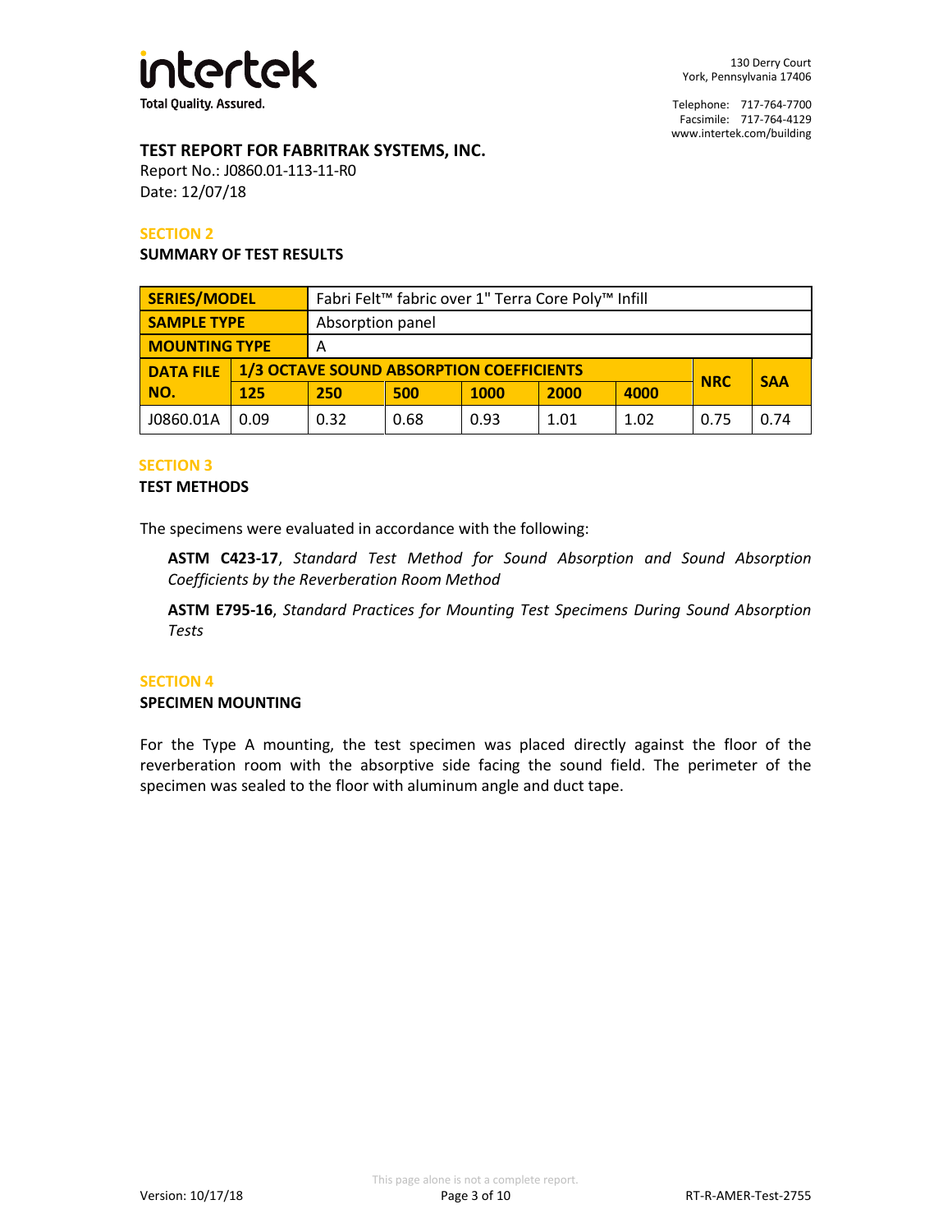**TEST REPORT FOR FABRITRAK SYSTEMS, INC.**
Report No.: J0860.01-113-11-R0
Date: 12/07/18

## SECTION 2

**SUMMARY OF TEST RESULTS**

| SERIES/MODEL | Fabri Felt™ fabric over 1" Terra Core Poly™ Infill | | | | | | | |
|---|---|---|---|---|---|---|---|---|
| SAMPLE TYPE | Absorption panel | | | | | | | |
| MOUNTING TYPE | A | | | | | | | |
| DATA FILE NO. | 1/3 OCTAVE SOUND ABSORPTION COEFFICIENTS | | | | | | NRC | SAA |
| | 125 | 250 | 500 | 1000 | 2000 | 4000 | | |
| J0860.01A | 0.09 | 0.32 | 0.68 | 0.93 | 1.01 | 1.02 | 0.75 | 0.74 |

## SECTION 3

**TEST METHODS**

The specimens were evaluated in accordance with the following:

**ASTM C423-17**, *Standard Test Method for Sound Absorption and Sound Absorption Coefficients by the Reverberation Room Method*

**ASTM E795-16**, *Standard Practices for Mounting Test Specimens During Sound Absorption Tests*

## SECTION 4

**SPECIMEN MOUNTING**

For the Type A mounting, the test specimen was placed directly against the floor of the reverberation room with the absorptive side facing the sound field. The perimeter of the specimen was sealed to the floor with aluminum angle and duct tape.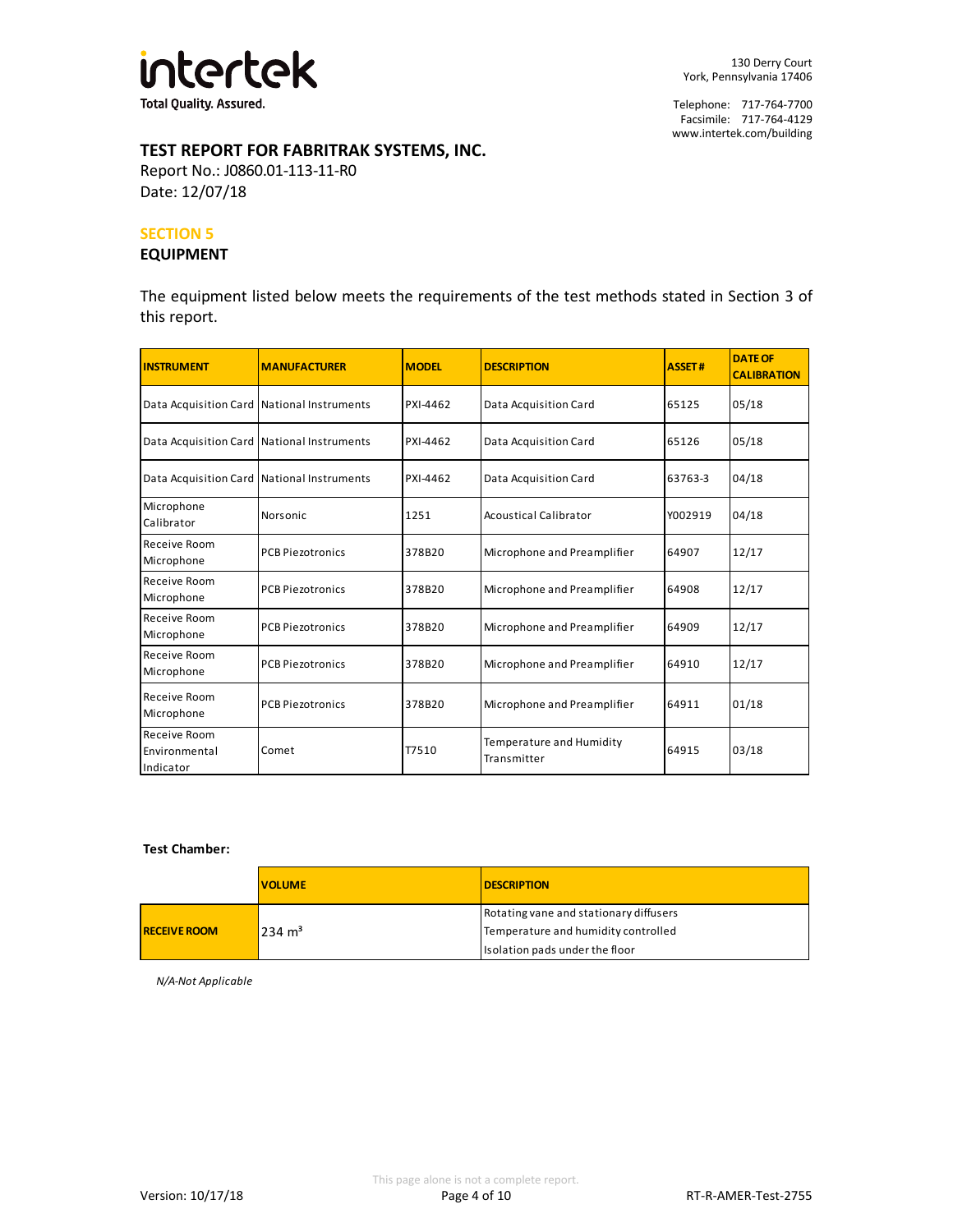**TEST REPORT FOR FABRITRAK SYSTEMS, INC.**
Report No.: J0860.01-113-11-R0
Date: 12/07/18

## SECTION 5
## EQUIPMENT

The equipment listed below meets the requirements of the test methods stated in Section 3 of this report.

| INSTRUMENT | MANUFACTURER | MODEL | DESCRIPTION | ASSET # | DATE OF CALIBRATION |
|---|---|---|---|---|---|
| Data Acquisition Card | National Instruments | PXI-4462 | Data Acquisition Card | 65125 | 05/18 |
| Data Acquisition Card | National Instruments | PXI-4462 | Data Acquisition Card | 65126 | 05/18 |
| Data Acquisition Card | National Instruments | PXI-4462 | Data Acquisition Card | 63763-3 | 04/18 |
| Microphone Calibrator | Norsonic | 1251 | Acoustical Calibrator | Y002919 | 04/18 |
| Receive Room Microphone | PCB Piezotronics | 378B20 | Microphone and Preamplifier | 64907 | 12/17 |
| Receive Room Microphone | PCB Piezotronics | 378B20 | Microphone and Preamplifier | 64908 | 12/17 |
| Receive Room Microphone | PCB Piezotronics | 378B20 | Microphone and Preamplifier | 64909 | 12/17 |
| Receive Room Microphone | PCB Piezotronics | 378B20 | Microphone and Preamplifier | 64910 | 12/17 |
| Receive Room Microphone | PCB Piezotronics | 378B20 | Microphone and Preamplifier | 64911 | 01/18 |
| Receive Room Environmental Indicator | Comet | T7510 | Temperature and Humidity Transmitter | 64915 | 03/18 |

**Test Chamber:**

| | VOLUME | DESCRIPTION |
|---|---|---|
| **RECEIVE ROOM** | 234 $m^3$ | Rotating vane and stationary diffusers<br>Temperature and humidity controlled<br>Isolation pads under the floor |

*N/A-Not Applicable*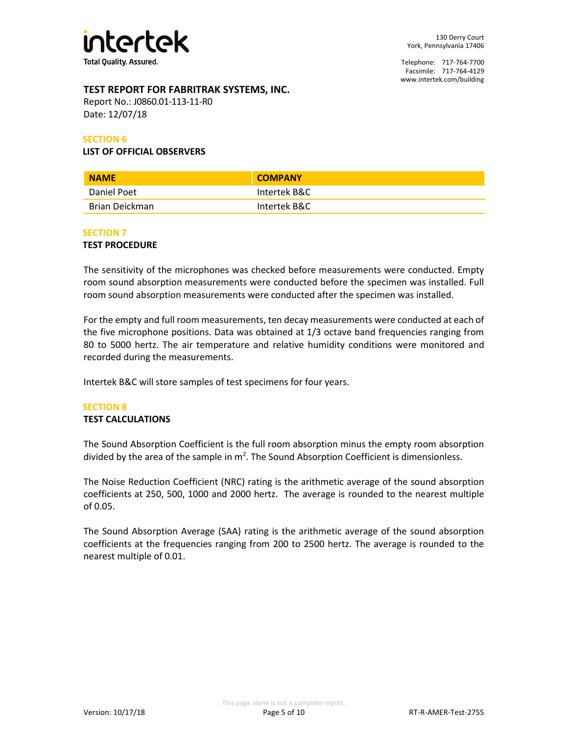## TEST REPORT FOR FABRITRAK SYSTEMS, INC.

Report No.: J0860.01-113-11-R0
Date: 12/07/18

### SECTION 6

**LIST OF OFFICIAL OBSERVERS**

| NAME | COMPANY |
|---|---|
| Daniel Poet | Intertek B&C |
| Brian Deickman | Intertek B&C |

### SECTION 7

**TEST PROCEDURE**

The sensitivity of the microphones was checked before measurements were conducted. Empty room sound absorption measurements were conducted before the specimen was installed. Full room sound absorption measurements were conducted after the specimen was installed.

For the empty and full room measurements, ten decay measurements were conducted at each of the five microphone positions. Data was obtained at 1/3 octave band frequencies ranging from 80 to 5000 hertz. The air temperature and relative humidity conditions were monitored and recorded during the measurements.

Intertek B&C will store samples of test specimens for four years.

### SECTION 8

**TEST CALCULATIONS**

The Sound Absorption Coefficient is the full room absorption minus the empty room absorption divided by the area of the sample in $m^2$. The Sound Absorption Coefficient is dimensionless.

The Noise Reduction Coefficient (NRC) rating is the arithmetic average of the sound absorption coefficients at 250, 500, 1000 and 2000 hertz. The average is rounded to the nearest multiple of 0.05.

The Sound Absorption Average (SAA) rating is the arithmetic average of the sound absorption coefficients at the frequencies ranging from 200 to 2500 hertz. The average is rounded to the nearest multiple of 0.01.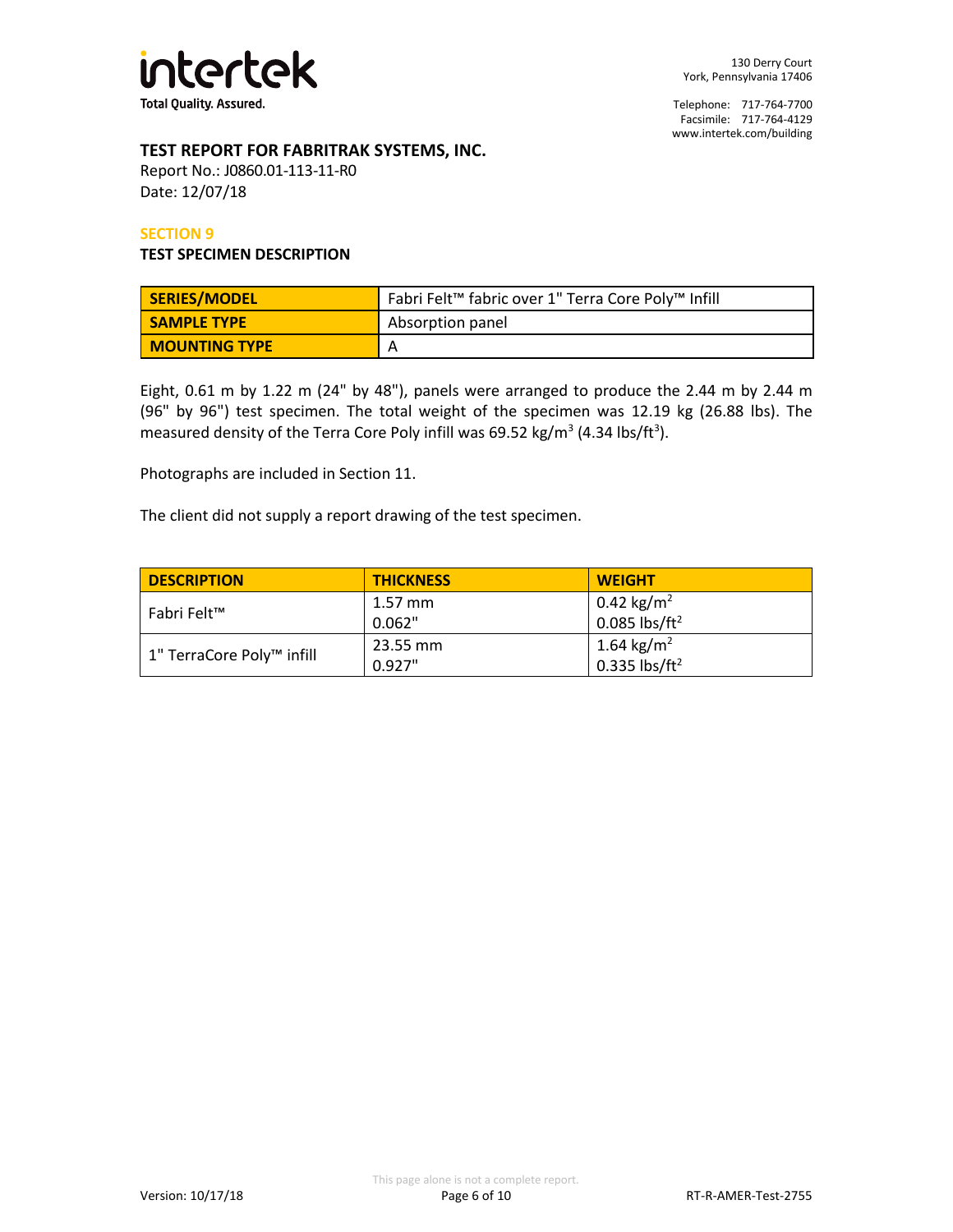## TEST REPORT FOR FABRITRAK SYSTEMS, INC.

Report No.: J0860.01-113-11-R0
Date: 12/07/18

### SECTION 9

### TEST SPECIMEN DESCRIPTION

| SERIES/MODEL | Fabri Felt™ fabric over 1" Terra Core Poly™ Infill |
|---|---|
| SAMPLE TYPE | Absorption panel |
| MOUNTING TYPE | A |

Eight, 0.61 m by 1.22 m (24" by 48"), panels were arranged to produce the 2.44 m by 2.44 m (96" by 96") test specimen. The total weight of the specimen was 12.19 kg (26.88 lbs). The measured density of the Terra Core Poly infill was 69.52 kg/m$^3$ (4.34 lbs/ft$^3$).

Photographs are included in Section 11.

The client did not supply a report drawing of the test specimen.

| DESCRIPTION | THICKNESS | WEIGHT |
|---|---|---|
| Fabri Felt™ | 1.57 mm<br>0.062" | 0.42 kg/m$^2$<br>0.085 lbs/ft$^2$ |
| 1" TerraCore Poly™ infill | 23.55 mm<br>0.927" | 1.64 kg/m$^2$<br>0.335 lbs/ft$^2$ |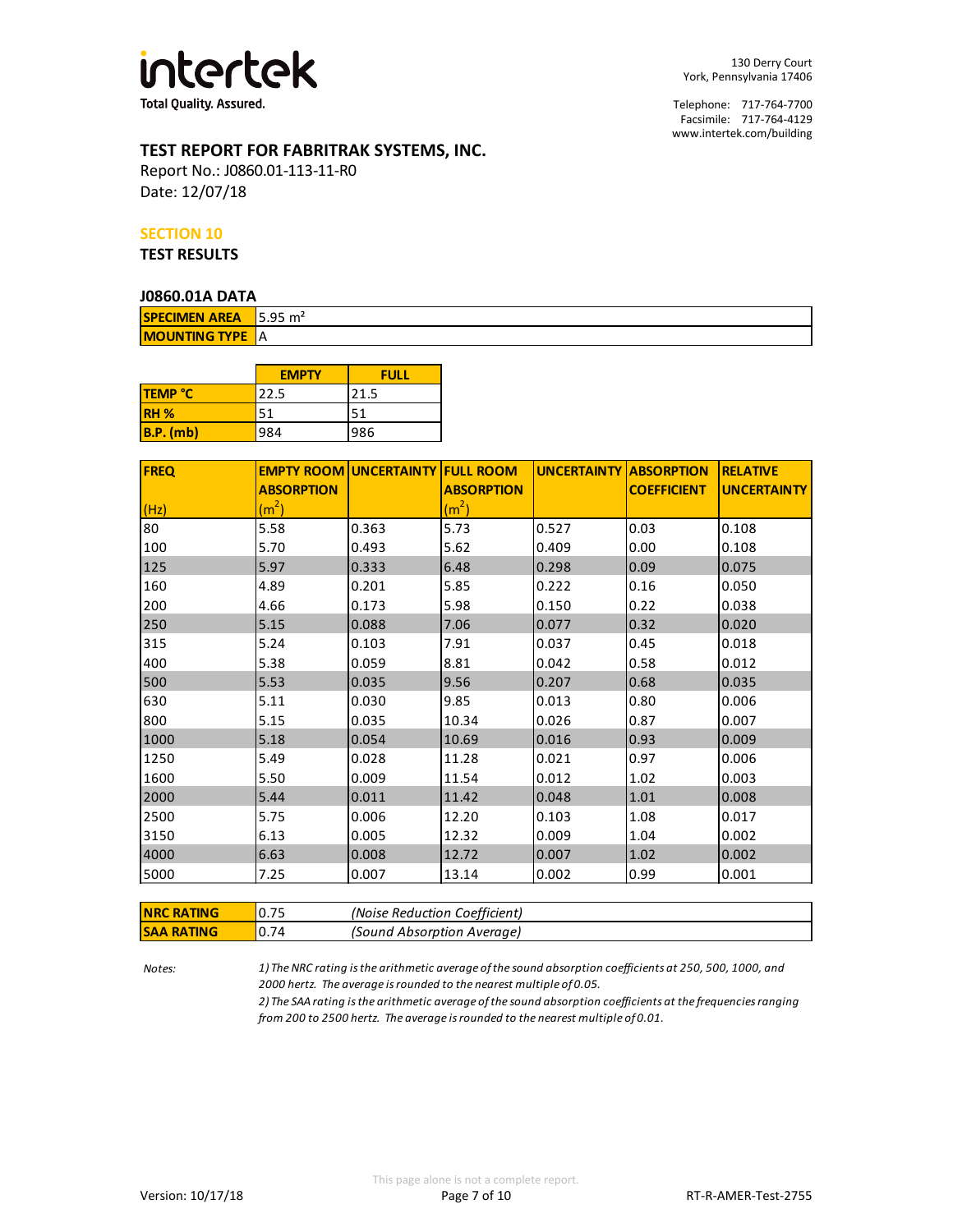intertek

Total Quality. Assured.

130 Derry Court
York, Pennsylvania 17406

Telephone: 717-764-7700
Facsimile: 717-764-4129
www.intertek.com/building

## TEST REPORT FOR FABRITRAK SYSTEMS, INC.

Report No.: J0860.01-113-11-R0
Date: 12/07/18

### SECTION 10

### TEST RESULTS

#### J0860.01A DATA

| | |
|---|---|
| **SPECIMEN AREA** | 5.95 m² |
| **MOUNTING TYPE** | A |

| | EMPTY | FULL |
|---|---|---|
| **TEMP °C** | 22.5 | 21.5 |
| **RH %** | 51 | 51 |
| **B.P. (mb)** | 984 | 986 |

| FREQ (Hz) | EMPTY ROOM ABSORPTION (m²) | UNCERTAINTY | FULL ROOM ABSORPTION (m²) | UNCERTAINTY | ABSORPTION COEFFICIENT | RELATIVE UNCERTAINTY |
|---|---|---|---|---|---|---|
| 80 | 5.58 | 0.363 | 5.73 | 0.527 | 0.03 | 0.108 |
| 100 | 5.70 | 0.493 | 5.62 | 0.409 | 0.00 | 0.108 |
| 125 | 5.97 | 0.333 | 6.48 | 0.298 | 0.09 | 0.075 |
| 160 | 4.89 | 0.201 | 5.85 | 0.222 | 0.16 | 0.050 |
| 200 | 4.66 | 0.173 | 5.98 | 0.150 | 0.22 | 0.038 |
| 250 | 5.15 | 0.088 | 7.06 | 0.077 | 0.32 | 0.020 |
| 315 | 5.24 | 0.103 | 7.91 | 0.037 | 0.45 | 0.018 |
| 400 | 5.38 | 0.059 | 8.81 | 0.042 | 0.58 | 0.012 |
| 500 | 5.53 | 0.035 | 9.56 | 0.207 | 0.68 | 0.035 |
| 630 | 5.11 | 0.030 | 9.85 | 0.013 | 0.80 | 0.006 |
| 800 | 5.15 | 0.035 | 10.34 | 0.026 | 0.87 | 0.007 |
| 1000 | 5.18 | 0.054 | 10.69 | 0.016 | 0.93 | 0.009 |
| 1250 | 5.49 | 0.028 | 11.28 | 0.021 | 0.97 | 0.006 |
| 1600 | 5.50 | 0.009 | 11.54 | 0.012 | 1.02 | 0.003 |
| 2000 | 5.44 | 0.011 | 11.42 | 0.048 | 1.01 | 0.008 |
| 2500 | 5.75 | 0.006 | 12.20 | 0.103 | 1.08 | 0.017 |
| 3150 | 6.13 | 0.005 | 12.32 | 0.009 | 1.04 | 0.002 |
| 4000 | 6.63 | 0.008 | 12.72 | 0.007 | 1.02 | 0.002 |
| 5000 | 7.25 | 0.007 | 13.14 | 0.002 | 0.99 | 0.001 |

| | | |
|---|---|---|
| **NRC RATING** | 0.75 | *(Noise Reduction Coefficient)* |
| **SAA RATING** | 0.74 | *(Sound Absorption Average)* |

*Notes:*

*1) The NRC rating is the arithmetic average of the sound absorption coefficients at 250, 500, 1000, and 2000 hertz. The average is rounded to the nearest multiple of 0.05.*

*2) The SAA rating is the arithmetic average of the sound absorption coefficients at the frequencies ranging from 200 to 2500 hertz. The average is rounded to the nearest multiple of 0.01.*

This page alone is not a complete report.

Version: 10/17/18

RT-R-AMER-Test-2755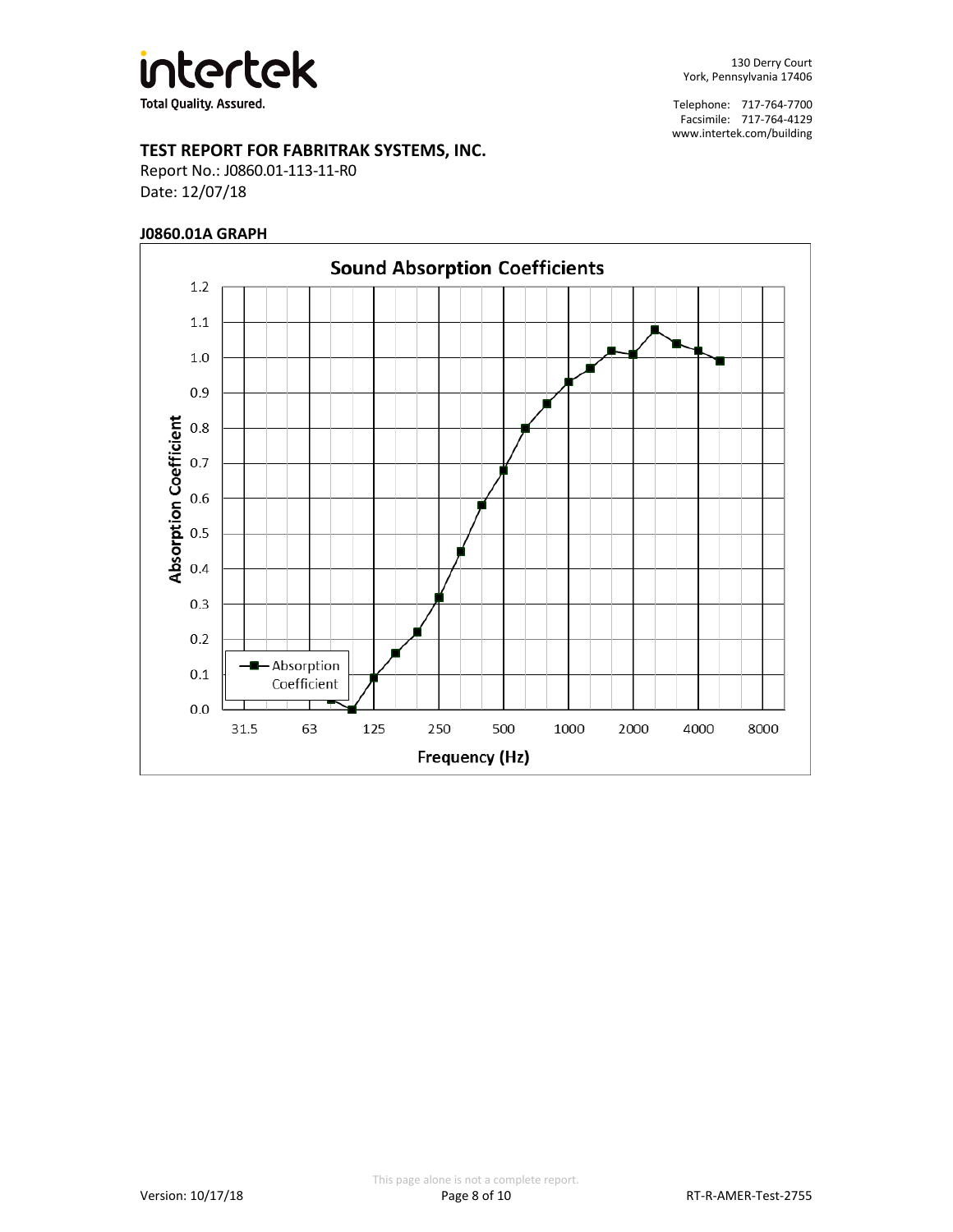**TEST REPORT FOR FABRITRAK SYSTEMS, INC.**

Report No.: J0860.01-113-11-R0

Date: 12/07/18

**J0860.01A GRAPH**

**Sound Absorption Coefficients**

Absorption Coefficient

Frequency (Hz)

This page alone is not a complete report.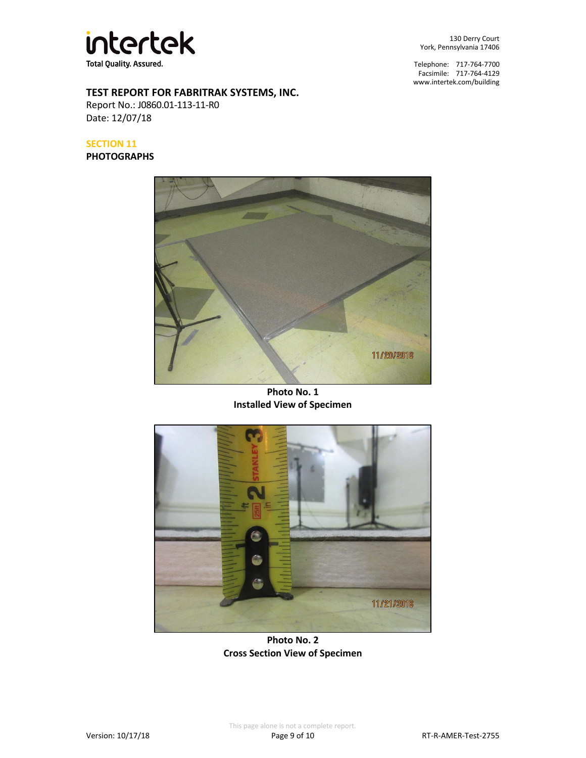**TEST REPORT FOR FABRITRAK SYSTEMS, INC.**
Report No.: J0860.01-113-11-R0
Date: 12/07/18

## SECTION 11
## PHOTOGRAPHS

**Photo No. 1**
**Installed View of Specimen**

**Photo No. 2**
**Cross Section View of Specimen**

This page alone is not a complete report.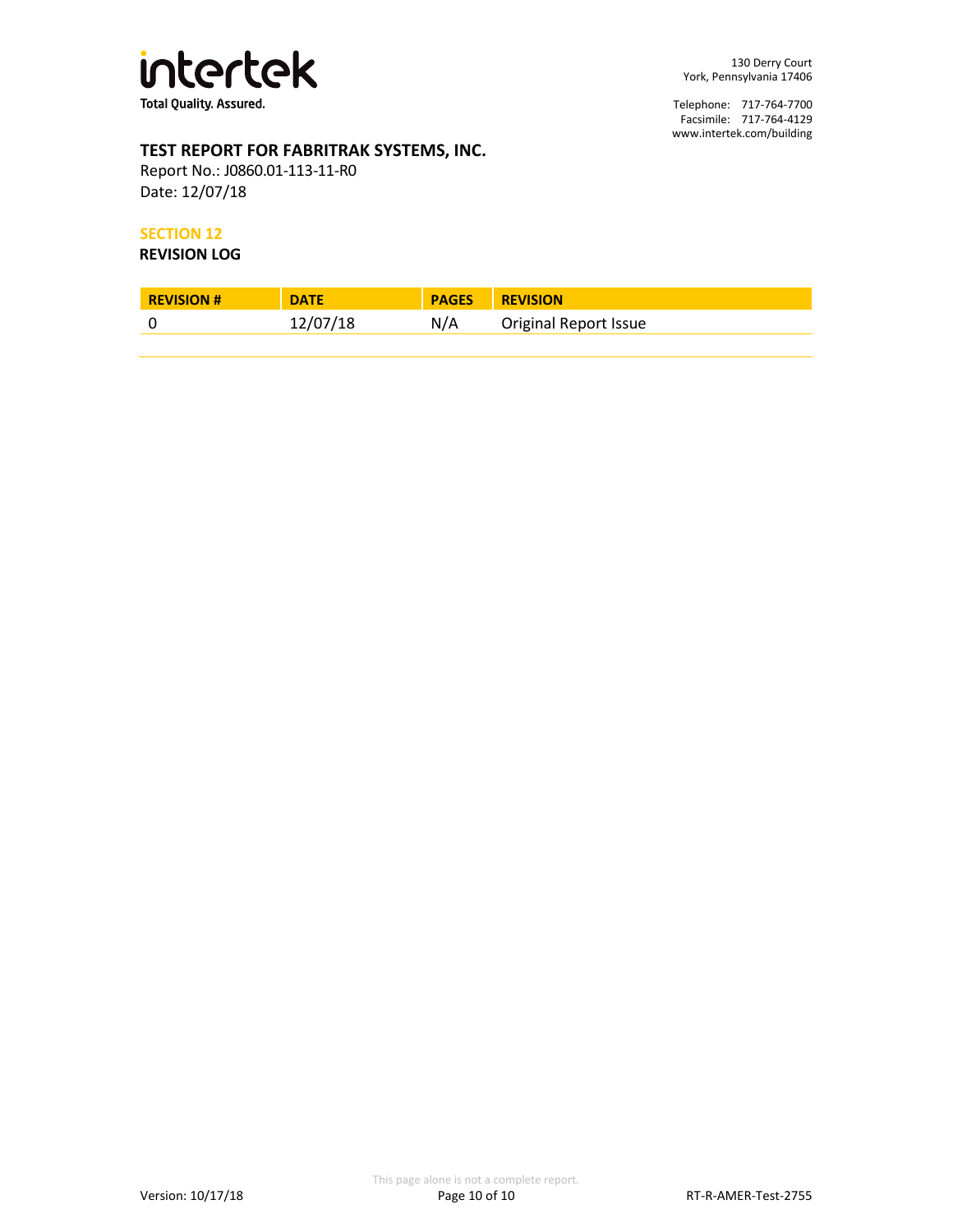## TEST REPORT FOR FABRITRAK SYSTEMS, INC.

Report No.: J0860.01-113-11-R0
Date: 12/07/18

### SECTION 12

### REVISION LOG

| REVISION # | DATE | PAGES | REVISION |
|---|---|---|---|
| 0 | 12/07/18 | N/A | Original Report Issue |